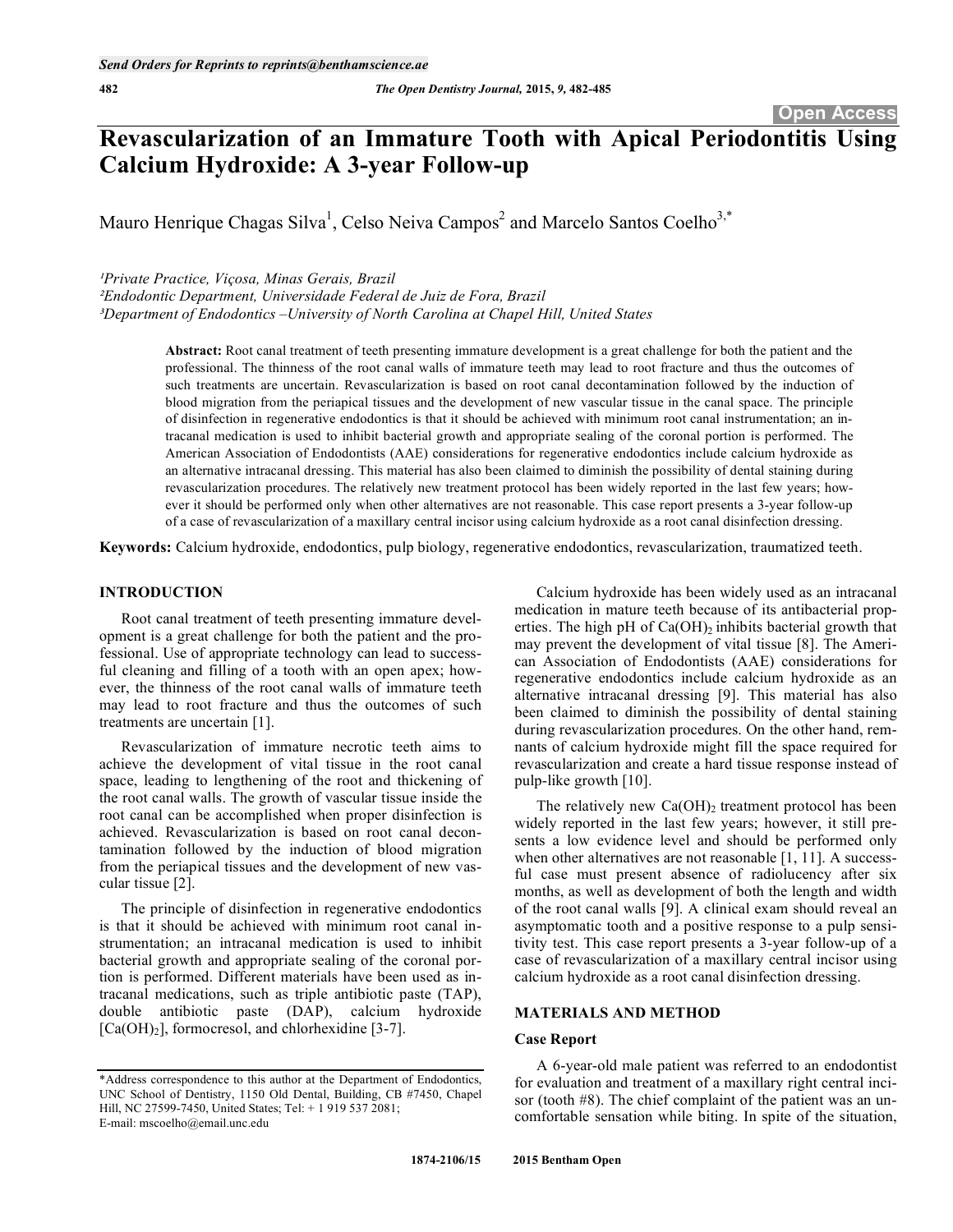# Revascularization of an Immature Tooth with Apical Periodontitis Using Calcium Hydroxide: A 3-year Follow-up

Mauro Henrique Chagas Silva[1], Celso Neiva Campos[2] and Marcelo Santos Coelho[3,*]

[1]Private Practice, Viçosa, Minas Gerais, Brazil
[2]Endodontic Department, Universidade Federal de Juiz de Fora, Brazil
[3]Department of Endodontics –University of North Carolina at Chapel Hill, United States

**Abstract:** Root canal treatment of teeth presenting immature development is a great challenge for both the patient and the professional. The thinness of the root canal walls of immature teeth may lead to root fracture and thus the outcomes of such treatments are uncertain. Revascularization is based on root canal decontamination followed by the induction of blood migration from the periapical tissues and the development of new vascular tissue in the canal space. The principle of disinfection in regenerative endodontics is that it should be achieved with minimum root canal instrumentation; an intracanal medication is used to inhibit bacterial growth and appropriate sealing of the coronal portion is performed. The American Association of Endodontists (AAE) considerations for regenerative endodontics include calcium hydroxide as an alternative intracanal dressing. This material has also been claimed to diminish the possibility of dental staining during revascularization procedures. The relatively new treatment protocol has been widely reported in the last few years; however it should be performed only when other alternatives are not reasonable. This case report presents a 3-year follow-up of a case of revascularization of a maxillary central incisor using calcium hydroxide as a root canal disinfection dressing.

**Keywords:** Calcium hydroxide, endodontics, pulp biology, regenerative endodontics, revascularization, traumatized teeth.

## INTRODUCTION

Root canal treatment of teeth presenting immature development is a great challenge for both the patient and the professional. Use of appropriate technology can lead to successful cleaning and filling of a tooth with an open apex; however, the thinness of the root canal walls of immature teeth may lead to root fracture and thus the outcomes of such treatments are uncertain [1].

Revascularization of immature necrotic teeth aims to achieve the development of vital tissue in the root canal space, leading to lengthening of the root and thickening of the root canal walls. The growth of vascular tissue inside the root canal can be accomplished when proper disinfection is achieved. Revascularization is based on root canal decontamination followed by the induction of blood migration from the periapical tissues and the development of new vascular tissue [2].

The principle of disinfection in regenerative endodontics is that it should be achieved with minimum root canal instrumentation; an intracanal medication is used to inhibit bacterial growth and appropriate sealing of the coronal portion is performed. Different materials have been used as intracanal medications, such as triple antibiotic paste (TAP), double antibiotic paste (DAP), calcium hydroxide [$Ca(OH)_2$], formocresol, and chlorhexidine [3-7].

Calcium hydroxide has been widely used as an intracanal medication in mature teeth because of its antibacterial properties. The high pH of $Ca(OH)_2$ inhibits bacterial growth that may prevent the development of vital tissue [8]. The American Association of Endodontists (AAE) considerations for regenerative endodontics include calcium hydroxide as an alternative intracanal dressing [9]. This material has also been claimed to diminish the possibility of dental staining during revascularization procedures. On the other hand, remnants of calcium hydroxide might fill the space required for revascularization and create a hard tissue response instead of pulp-like growth [10].

The relatively new $Ca(OH)_2$ treatment protocol has been widely reported in the last few years; however, it still presents a low evidence level and should be performed only when other alternatives are not reasonable [1, 11]. A successful case must present absence of radiolucency after six months, as well as development of both the length and width of the root canal walls [9]. A clinical exam should reveal an asymptomatic tooth and a positive response to a pulp sensitivity test. This case report presents a 3-year follow-up of a case of revascularization of a maxillary central incisor using calcium hydroxide as a root canal disinfection dressing.

## MATERIALS AND METHOD

### Case Report

A 6-year-old male patient was referred to an endodontist for evaluation and treatment of a maxillary right central incisor (tooth #8). The chief complaint of the patient was an uncomfortable sensation while biting. In spite of the situation,

*Address correspondence to this author at the Department of Endodontics, UNC School of Dentistry, 1150 Old Dental, Building, CB #7450, Chapel Hill, NC 27599-7450, United States; Tel: + 1 919 537 2081; E-mail: mscoelho@email.unc.edu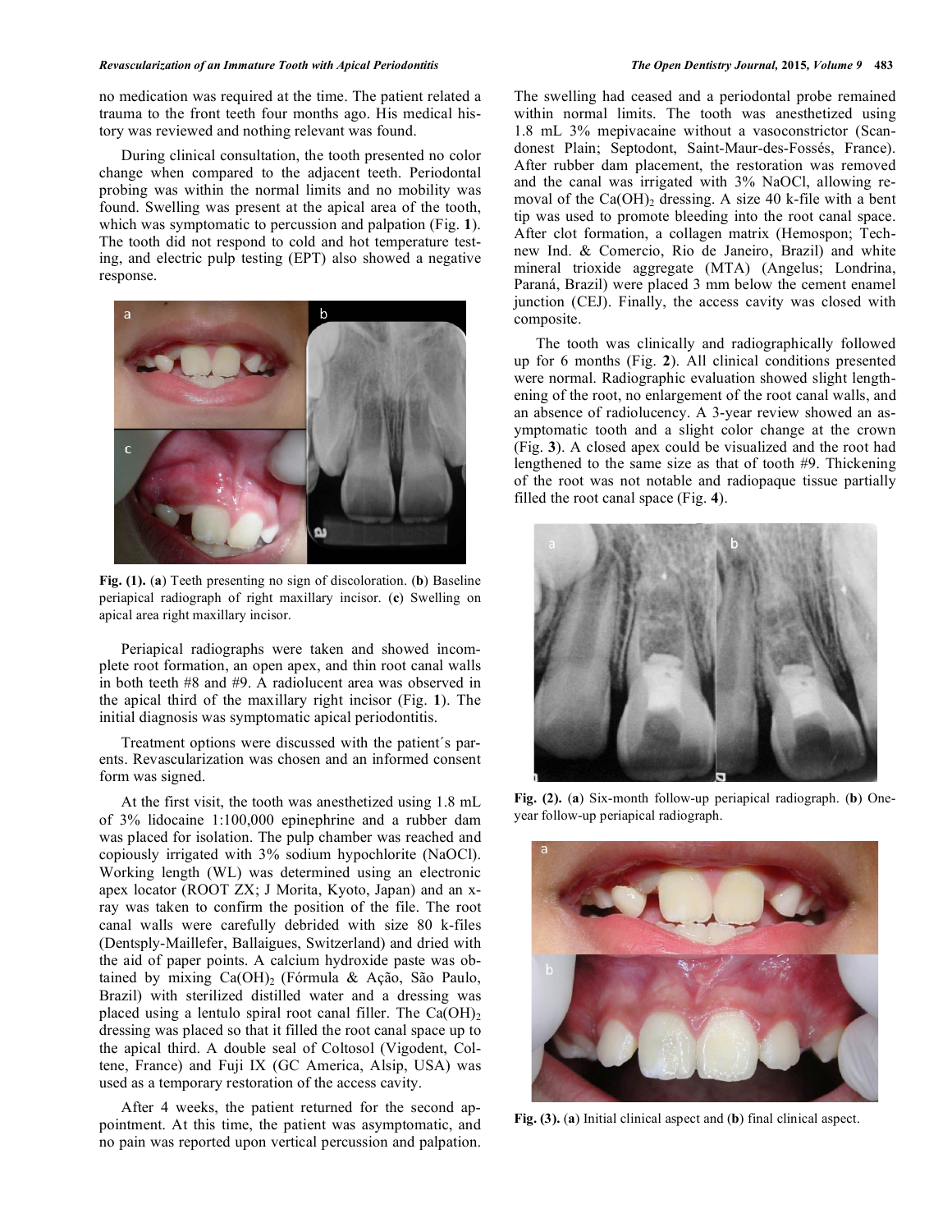no medication was required at the time. The patient related a trauma to the front teeth four months ago. His medical history was reviewed and nothing relevant was found.

During clinical consultation, the tooth presented no color change when compared to the adjacent teeth. Periodontal probing was within the normal limits and no mobility was found. Swelling was present at the apical area of the tooth, which was symptomatic to percussion and palpation (Fig. **1**). The tooth did not respond to cold and hot temperature testing, and electric pulp testing (EPT) also showed a negative response.

**Fig. (1).** (**a**) Teeth presenting no sign of discoloration. (**b**) Baseline periapical radiograph of right maxillary incisor. (**c**) Swelling on apical area right maxillary incisor.

Periapical radiographs were taken and showed incomplete root formation, an open apex, and thin root canal walls in both teeth #8 and #9. A radiolucent area was observed in the apical third of the maxillary right incisor (Fig. **1**). The initial diagnosis was symptomatic apical periodontitis.

Treatment options were discussed with the patient´s parents. Revascularization was chosen and an informed consent form was signed.

At the first visit, the tooth was anesthetized using 1.8 mL of 3% lidocaine 1:100,000 epinephrine and a rubber dam was placed for isolation. The pulp chamber was reached and copiously irrigated with 3% sodium hypochlorite (NaOCl). Working length (WL) was determined using an electronic apex locator (ROOT ZX; J Morita, Kyoto, Japan) and an x-ray was taken to confirm the position of the file. The root canal walls were carefully debrided with size 80 k-files (Dentsply-Maillefer, Ballaigues, Switzerland) and dried with the aid of paper points. A calcium hydroxide paste was obtained by mixing $Ca(OH)_2$ (Fórmula & Ação, São Paulo, Brazil) with sterilized distilled water and a dressing was placed using a lentulo spiral root canal filler. The $Ca(OH)_2$ dressing was placed so that it filled the root canal space up to the apical third. A double seal of Coltosol (Vigodent, Coltene, France) and Fuji IX (GC America, Alsip, USA) was used as a temporary restoration of the access cavity.

After 4 weeks, the patient returned for the second appointment. At this time, the patient was asymptomatic, and no pain was reported upon vertical percussion and palpation. The swelling had ceased and a periodontal probe remained within normal limits. The tooth was anesthetized using 1.8 mL 3% mepivacaine without a vasoconstrictor (Scandonest Plain; Septodont, Saint-Maur-des-Fossés, France). After rubber dam placement, the restoration was removed and the canal was irrigated with 3% NaOCl, allowing removal of the $Ca(OH)_2$ dressing. A size 40 k-file with a bent tip was used to promote bleeding into the root canal space. After clot formation, a collagen matrix (Hemospon; Technew Ind. & Comercio, Rio de Janeiro, Brazil) and white mineral trioxide aggregate (MTA) (Angelus; Londrina, Paraná, Brazil) were placed 3 mm below the cement enamel junction (CEJ). Finally, the access cavity was closed with composite.

The tooth was clinically and radiographically followed up for 6 months (Fig. **2**). All clinical conditions presented were normal. Radiographic evaluation showed slight lengthening of the root, no enlargement of the root canal walls, and an absence of radiolucency. A 3-year review showed an asymptomatic tooth and a slight color change at the crown (Fig. **3**). A closed apex could be visualized and the root had lengthened to the same size as that of tooth #9. Thickening of the root was not notable and radiopaque tissue partially filled the root canal space (Fig. **4**).

**Fig. (2).** (**a**) Six-month follow-up periapical radiograph. (**b**) One-year follow-up periapical radiograph.

**Fig. (3).** (**a**) Initial clinical aspect and (**b**) final clinical aspect.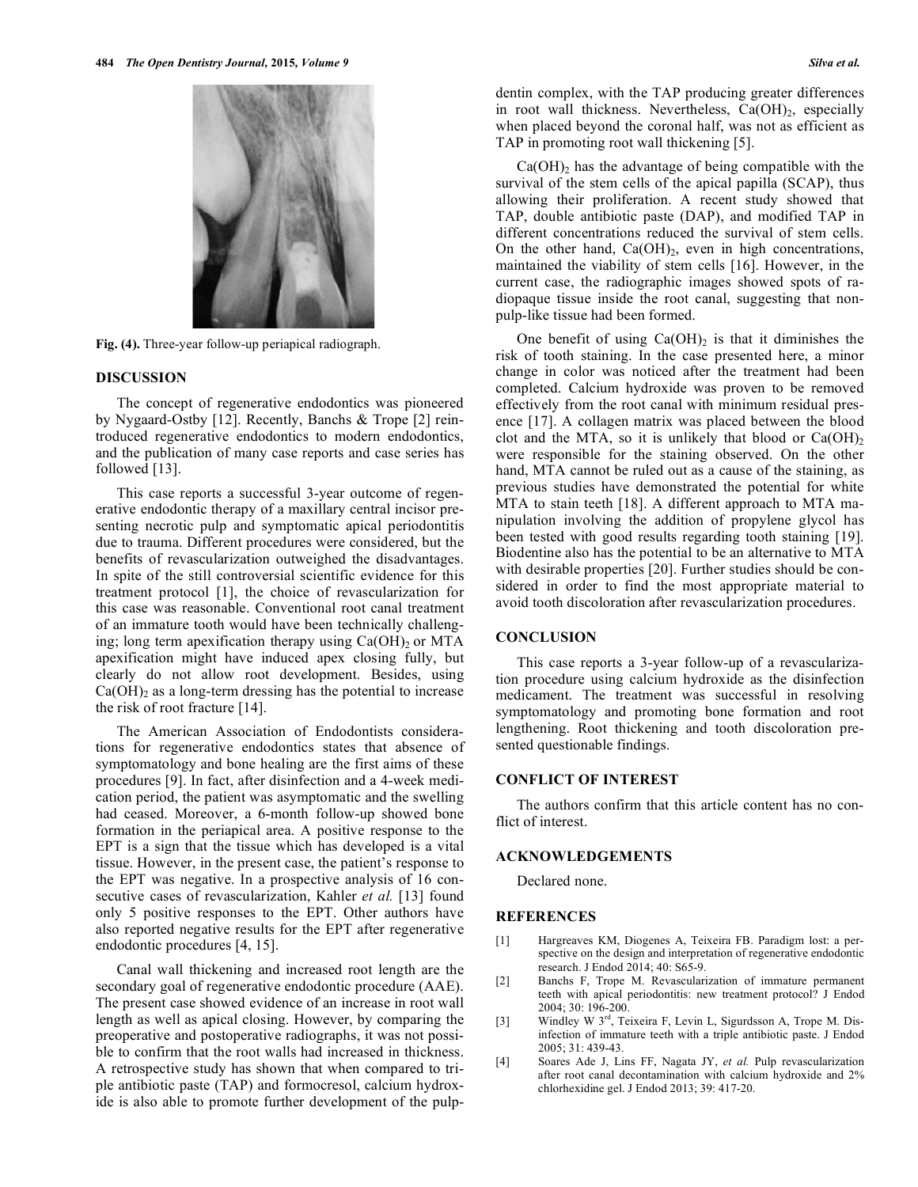Fig. (4). Three-year follow-up periapical radiograph.

## DISCUSSION

The concept of regenerative endodontics was pioneered by Nygaard-Ostby [12]. Recently, Banchs & Trope [2] reintroduced regenerative endodontics to modern endodontics, and the publication of many case reports and case series has followed [13].

This case reports a successful 3-year outcome of regenerative endodontic therapy of a maxillary central incisor presenting necrotic pulp and symptomatic apical periodontitis due to trauma. Different procedures were considered, but the benefits of revascularization outweighed the disadvantages. In spite of the still controversial scientific evidence for this treatment protocol [1], the choice of revascularization for this case was reasonable. Conventional root canal treatment of an immature tooth would have been technically challenging; long term apexification therapy using $Ca(OH)_2$ or MTA apexification might have induced apex closing fully, but clearly do not allow root development. Besides, using $Ca(OH)_2$ as a long-term dressing has the potential to increase the risk of root fracture [14].

The American Association of Endodontists considerations for regenerative endodontics states that absence of symptomatology and bone healing are the first aims of these procedures [9]. In fact, after disinfection and a 4-week medication period, the patient was asymptomatic and the swelling had ceased. Moreover, a 6-month follow-up showed bone formation in the periapical area. A positive response to the EPT is a sign that the tissue which has developed is a vital tissue. However, in the present case, the patient's response to the EPT was negative. In a prospective analysis of 16 consecutive cases of revascularization, Kahler *et al.* [13] found only 5 positive responses to the EPT. Other authors have also reported negative results for the EPT after regenerative endodontic procedures [4, 15].

Canal wall thickening and increased root length are the secondary goal of regenerative endodontic procedure (AAE). The present case showed evidence of an increase in root wall length as well as apical closing. However, by comparing the preoperative and postoperative radiographs, it was not possible to confirm that the root walls had increased in thickness. A retrospective study has shown that when compared to triple antibiotic paste (TAP) and formocresol, calcium hydroxide is also able to promote further development of the pulp-dentin complex, with the TAP producing greater differences in root wall thickness. Nevertheless, $Ca(OH)_2$, especially when placed beyond the coronal half, was not as efficient as TAP in promoting root wall thickening [5].

$Ca(OH)_2$ has the advantage of being compatible with the survival of the stem cells of the apical papilla (SCAP), thus allowing their proliferation. A recent study showed that TAP, double antibiotic paste (DAP), and modified TAP in different concentrations reduced the survival of stem cells. On the other hand, $Ca(OH)_2$, even in high concentrations, maintained the viability of stem cells [16]. However, in the current case, the radiographic images showed spots of radiopaque tissue inside the root canal, suggesting that non-pulp-like tissue had been formed.

One benefit of using $Ca(OH)_2$ is that it diminishes the risk of tooth staining. In the case presented here, a minor change in color was noticed after the treatment had been completed. Calcium hydroxide was proven to be removed effectively from the root canal with minimum residual presence [17]. A collagen matrix was placed between the blood clot and the MTA, so it is unlikely that blood or $Ca(OH)_2$ were responsible for the staining observed. On the other hand, MTA cannot be ruled out as a cause of the staining, as previous studies have demonstrated the potential for white MTA to stain teeth [18]. A different approach to MTA manipulation involving the addition of propylene glycol has been tested with good results regarding tooth staining [19]. Biodentine also has the potential to be an alternative to MTA with desirable properties [20]. Further studies should be considered in order to find the most appropriate material to avoid tooth discoloration after revascularization procedures.

## CONCLUSION

This case reports a 3-year follow-up of a revascularization procedure using calcium hydroxide as the disinfection medicament. The treatment was successful in resolving symptomatology and promoting bone formation and root lengthening. Root thickening and tooth discoloration presented questionable findings.

## CONFLICT OF INTEREST

The authors confirm that this article content has no conflict of interest.

## ACKNOWLEDGEMENTS

Declared none.

## REFERENCES

[1] Hargreaves KM, Diogenes A, Teixeira FB. Paradigm lost: a perspective on the design and interpretation of regenerative endodontic research. J Endod 2014; 40: S65-9.

[2] Banchs F, Trope M. Revascularization of immature permanent teeth with apical periodontitis: new treatment protocol? J Endod 2004; 30: 196-200.

[3] Windley W 3rd, Teixeira F, Levin L, Sigurdsson A, Trope M. Disinfection of immature teeth with a triple antibiotic paste. J Endod 2005; 31: 439-43.

[4] Soares Ade J, Lins FF, Nagata JY, *et al.* Pulp revascularization after root canal decontamination with calcium hydroxide and 2% chlorhexidine gel. J Endod 2013; 39: 417-20.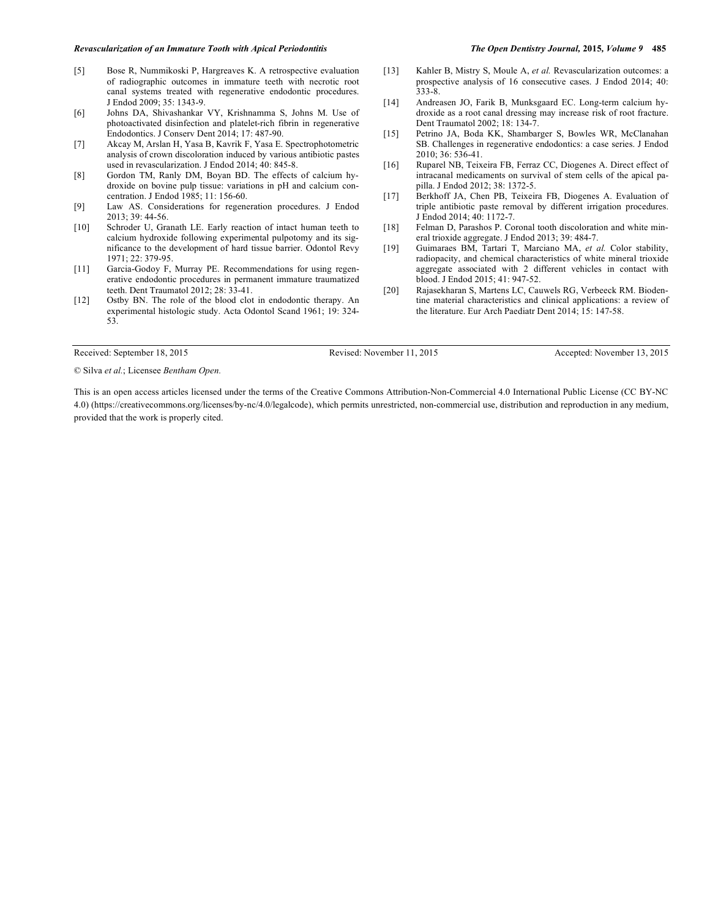[5] Bose R, Nummikoski P, Hargreaves K. A retrospective evaluation of radiographic outcomes in immature teeth with necrotic root canal systems treated with regenerative endodontic procedures. J Endod 2009; 35: 1343-9.

[6] Johns DA, Shivashankar VY, Krishnamma S, Johns M. Use of photoactivated disinfection and platelet-rich fibrin in regenerative Endodontics. J Conserv Dent 2014; 17: 487-90.

[7] Akcay M, Arslan H, Yasa B, Kavrik F, Yasa E. Spectrophotometric analysis of crown discoloration induced by various antibiotic pastes used in revascularization. J Endod 2014; 40: 845-8.

[8] Gordon TM, Ranly DM, Boyan BD. The effects of calcium hydroxide on bovine pulp tissue: variations in pH and calcium concentration. J Endod 1985; 11: 156-60.

[9] Law AS. Considerations for regeneration procedures. J Endod 2013; 39: 44-56.

[10] Schroder U, Granath LE. Early reaction of intact human teeth to calcium hydroxide following experimental pulpotomy and its significance to the development of hard tissue barrier. Odontol Revy 1971; 22: 379-95.

[11] Garcia-Godoy F, Murray PE. Recommendations for using regenerative endodontic procedures in permanent immature traumatized teeth. Dent Traumatol 2012; 28: 33-41.

[12] Ostby BN. The role of the blood clot in endodontic therapy. An experimental histologic study. Acta Odontol Scand 1961; 19: 324-53.

[13] Kahler B, Mistry S, Moule A, *et al.* Revascularization outcomes: a prospective analysis of 16 consecutive cases. J Endod 2014; 40: 333-8.

[14] Andreasen JO, Farik B, Munksgaard EC. Long-term calcium hydroxide as a root canal dressing may increase risk of root fracture. Dent Traumatol 2002; 18: 134-7.

[15] Petrino JA, Boda KK, Shambarger S, Bowles WR, McClanahan SB. Challenges in regenerative endodontics: a case series. J Endod 2010; 36: 536-41.

[16] Ruparel NB, Teixeira FB, Ferraz CC, Diogenes A. Direct effect of intracanal medicaments on survival of stem cells of the apical papilla. J Endod 2012; 38: 1372-5.

[17] Berkhoff JA, Chen PB, Teixeira FB, Diogenes A. Evaluation of triple antibiotic paste removal by different irrigation procedures. J Endod 2014; 40: 1172-7.

[18] Felman D, Parashos P. Coronal tooth discoloration and white mineral trioxide aggregate. J Endod 2013; 39: 484-7.

[19] Guimaraes BM, Tartari T, Marciano MA, *et al.* Color stability, radiopacity, and chemical characteristics of white mineral trioxide aggregate associated with 2 different vehicles in contact with blood. J Endod 2015; 41: 947-52.

[20] Rajasekharan S, Martens LC, Cauwels RG, Verbeeck RM. Biodentine material characteristics and clinical applications: a review of the literature. Eur Arch Paediatr Dent 2014; 15: 147-58.

Received: September 18, 2015 Revised: November 11, 2015 Accepted: November 13, 2015

© Silva *et al.*; Licensee *Bentham Open.*

This is an open access articles licensed under the terms of the Creative Commons Attribution-Non-Commercial 4.0 International Public License (CC BY-NC 4.0) (https://creativecommons.org/licenses/by-nc/4.0/legalcode), which permits unrestricted, non-commercial use, distribution and reproduction in any medium, provided that the work is properly cited.